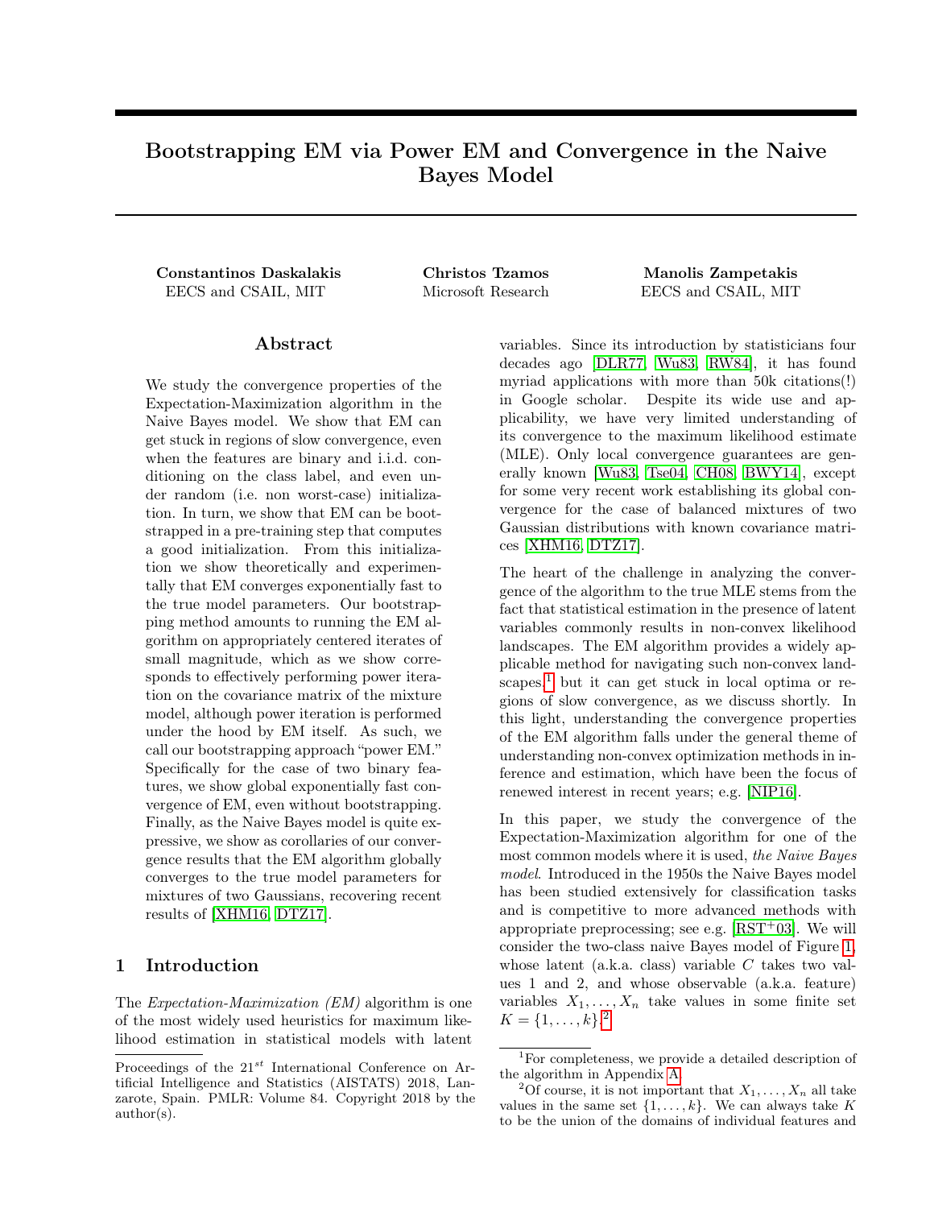# Bootstrapping EM via Power EM and Convergence in the Naive Bayes Model

**Constantinos Daskalakis**
EECS and CSAIL, MIT

**Christos Tzamos**
Microsoft Research

**Manolis Zampetakis**
EECS and CSAIL, MIT

## Abstract

We study the convergence properties of the Expectation-Maximization algorithm in the Naive Bayes model. We show that EM can get stuck in regions of slow convergence, even when the features are binary and i.i.d. conditioning on the class label, and even under random (i.e. non worst-case) initialization. In turn, we show that EM can be bootstrapped in a pre-training step that computes a good initialization. From this initialization we show theoretically and experimentally that EM converges exponentially fast to the true model parameters. Our bootstrapping method amounts to running the EM algorithm on appropriately centered iterates of small magnitude, which as we show corresponds to effectively performing power iteration on the covariance matrix of the mixture model, although power iteration is performed under the hood by EM itself. As such, we call our bootstrapping approach "power EM." Specifically for the case of two binary features, we show global exponentially fast convergence of EM, even without bootstrapping. Finally, as the Naive Bayes model is quite expressive, we show as corollaries of our convergence results that the EM algorithm globally converges to the true model parameters for mixtures of two Gaussians, recovering recent results of [XHM16, DTZ17].

## 1 Introduction

The *Expectation-Maximization (EM)* algorithm is one of the most widely used heuristics for maximum likelihood estimation in statistical models with latent variables. Since its introduction by statisticians four decades ago [DLR77, Wu83, RW84], it has found myriad applications with more than 50k citations(!) in Google scholar. Despite its wide use and applicability, we have very limited understanding of its convergence to the maximum likelihood estimate (MLE). Only local convergence guarantees are generally known [Wu83, Tse04, CH08, BWY14], except for some very recent work establishing its global convergence for the case of balanced mixtures of two Gaussian distributions with known covariance matrices [XHM16, DTZ17].

The heart of the challenge in analyzing the convergence of the algorithm to the true MLE stems from the fact that statistical estimation in the presence of latent variables commonly results in non-convex likelihood landscapes. The EM algorithm provides a widely applicable method for navigating such non-convex landscapes,[1] but it can get stuck in local optima or regions of slow convergence, as we discuss shortly. In this light, understanding the convergence properties of the EM algorithm falls under the general theme of understanding non-convex optimization methods in inference and estimation, which have been the focus of renewed interest in recent years; e.g. [NIP16].

In this paper, we study the convergence of the Expectation-Maximization algorithm for one of the most common models where it is used, *the Naive Bayes model*. Introduced in the 1950s the Naive Bayes model has been studied extensively for classification tasks and is competitive to more advanced methods with appropriate preprocessing; see e.g. [RST+03]. We will consider the two-class naive Bayes model of Figure 1, whose latent (a.k.a. class) variable $C$ takes two values 1 and 2, and whose observable (a.k.a. feature) variables $X_1, \ldots, X_n$ take values in some finite set $K = \{1, \ldots, k\}$.[2]

[1] For completeness, we provide a detailed description of the algorithm in Appendix A.

[2] Of course, it is not important that $X_1, \ldots, X_n$ all take values in the same set $\{1, \ldots, k\}$. We can always take $K$ to be the union of the domains of individual features and

Proceedings of the 21[st] International Conference on Artificial Intelligence and Statistics (AISTATS) 2018, Lanzarote, Spain. PMLR: Volume 84. Copyright 2018 by the author(s).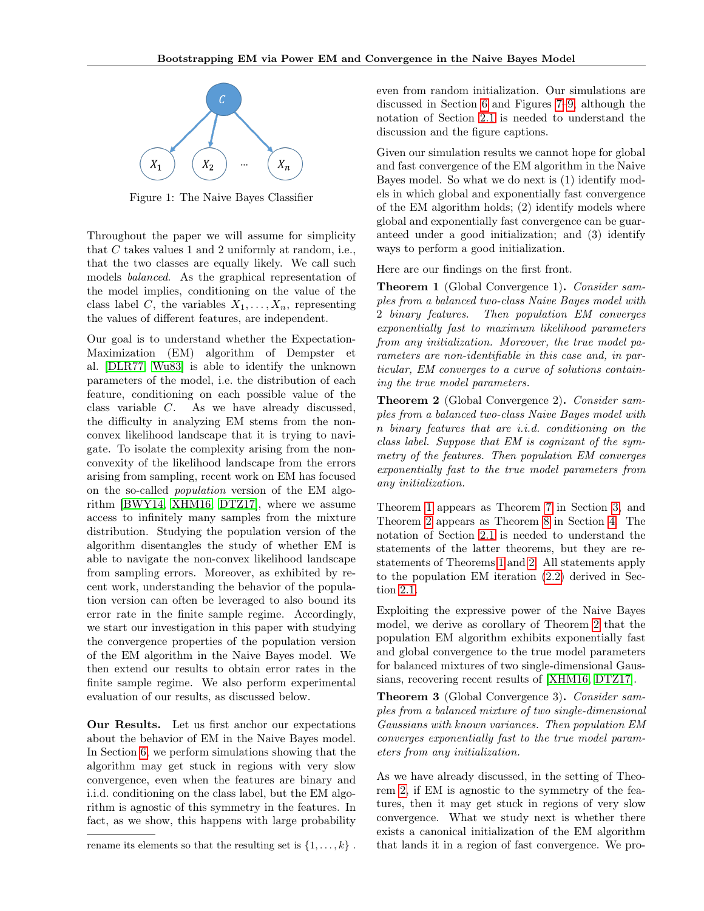Figure 1: The Naive Bayes Classifier

Throughout the paper we will assume for simplicity that $C$ takes values 1 and 2 uniformly at random, i.e., that the two classes are equally likely. We call such models *balanced*. As the graphical representation of the model implies, conditioning on the value of the class label $C$, the variables $X_1, \ldots, X_n$, representing the values of different features, are independent.

Our goal is to understand whether the Expectation-Maximization (EM) algorithm of Dempster et al. [DLR77, Wu83] is able to identify the unknown parameters of the model, i.e. the distribution of each feature, conditioning on each possible value of the class variable $C$. As we have already discussed, the difficulty in analyzing EM stems from the non-convex likelihood landscape that it is trying to navigate. To isolate the complexity arising from the non-convexity of the likelihood landscape from the errors arising from sampling, recent work on EM has focused on the so-called *population* version of the EM algorithm [BWY14, XHM16, DTZ17], where we assume access to infinitely many samples from the mixture distribution. Studying the population version of the algorithm disentangles the study of whether EM is able to navigate the non-convex likelihood landscape from sampling errors. Moreover, as exhibited by recent work, understanding the behavior of the population version can often be leveraged to also bound its error rate in the finite sample regime. Accordingly, we start our investigation in this paper with studying the convergence properties of the population version of the EM algorithm in the Naive Bayes model. We then extend our results to obtain error rates in the finite sample regime. We also perform experimental evaluation of our results, as discussed below.

**Our Results.** Let us first anchor our expectations about the behavior of EM in the Naive Bayes model. In Section 6, we perform simulations showing that the algorithm may get stuck in regions with very slow convergence, even when the features are binary and i.i.d. conditioning on the class label, but the EM algorithm is agnostic of this symmetry in the features. In fact, as we show, this happens with large probability even from random initialization. Our simulations are discussed in Section 6 and Figures 7–9, although the notation of Section 2.1 is needed to understand the discussion and the figure captions.

Given our simulation results we cannot hope for global and fast convergence of the EM algorithm in the Naive Bayes model. So what we do next is (1) identify models in which global and exponentially fast convergence of the EM algorithm holds; (2) identify models where global and exponentially fast convergence can be guaranteed under a good initialization; and (3) identify ways to perform a good initialization.

Here are our findings on the first front.

**Theorem 1** (Global Convergence 1)**.** *Consider samples from a balanced two-class Naive Bayes model with 2 binary features. Then population EM converges exponentially fast to maximum likelihood parameters from any initialization. Moreover, the true model parameters are non-identifiable in this case and, in particular, EM converges to a curve of solutions containing the true model parameters.*

**Theorem 2** (Global Convergence 2)**.** *Consider samples from a balanced two-class Naive Bayes model with $n$ binary features that are i.i.d. conditioning on the class label. Suppose that EM is cognizant of the symmetry of the features. Then population EM converges exponentially fast to the true model parameters from any initialization.*

Theorem 1 appears as Theorem 7 in Section 3, and Theorem 2 appears as Theorem 8 in Section 4. The notation of Section 2.1 is needed to understand the statements of the latter theorems, but they are restatements of Theorems 1 and 2. All statements apply to the population EM iteration (2.2) derived in Section 2.1.

Exploiting the expressive power of the Naive Bayes model, we derive as corollary of Theorem 2 that the population EM algorithm exhibits exponentially fast and global convergence to the true model parameters for balanced mixtures of two single-dimensional Gaussians, recovering recent results of [XHM16, DTZ17].

**Theorem 3** (Global Convergence 3)**.** *Consider samples from a balanced mixture of two single-dimensional Gaussians with known variances. Then population EM converges exponentially fast to the true model parameters from any initialization.*

As we have already discussed, in the setting of Theorem 2, if EM is agnostic to the symmetry of the features, then it may get stuck in regions of very slow convergence. What we study next is whether there exists a canonical initialization of the EM algorithm that lands it in a region of fast convergence. We pro-

rename its elements so that the resulting set is $\{1, \ldots, k\}$.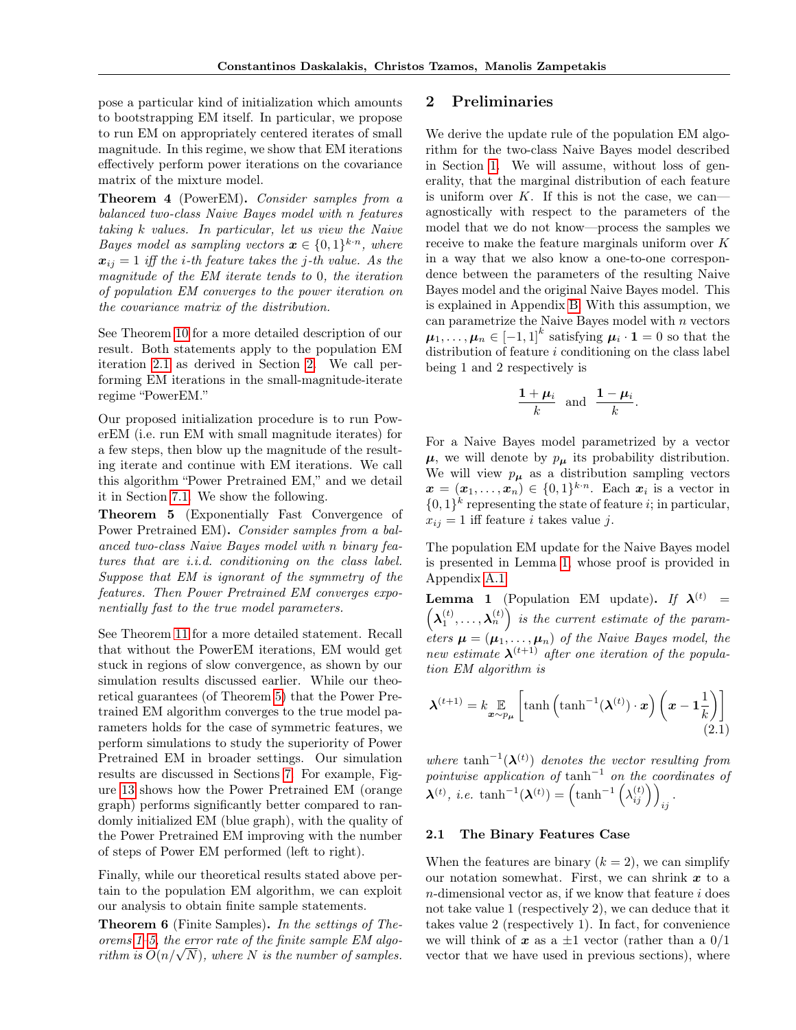pose a particular kind of initialization which amounts to bootstrapping EM itself. In particular, we propose to run EM on appropriately centered iterates of small magnitude. In this regime, we show that EM iterations effectively perform power iterations on the covariance matrix of the mixture model.

**Theorem 4** (PowerEM)**.** *Consider samples from a balanced two-class Naive Bayes model with $n$ features taking $k$ values. In particular, let us view the Naive Bayes model as sampling vectors $\boldsymbol{x} \in \{0,1\}^{k \cdot n}$, where $\boldsymbol{x}_{ij} = 1$ iff the $i$-th feature takes the $j$-th value. As the magnitude of the EM iterate tends to 0, the iteration of population EM converges to the power iteration on the covariance matrix of the distribution.*

See Theorem 10 for a more detailed description of our result. Both statements apply to the population EM iteration 2.1 as derived in Section 2. We call performing EM iterations in the small-magnitude-iterate regime "PowerEM."

Our proposed initialization procedure is to run PowerEM (i.e. run EM with small magnitude iterates) for a few steps, then blow up the magnitude of the resulting iterate and continue with EM iterations. We call this algorithm "Power Pretrained EM," and we detail it in Section 7.1. We show the following.

**Theorem 5** (Exponentially Fast Convergence of Power Pretrained EM)**.** *Consider samples from a balanced two-class Naive Bayes model with $n$ binary features that are i.i.d. conditioning on the class label. Suppose that EM is ignorant of the symmetry of the features. Then Power Pretrained EM converges exponentially fast to the true model parameters.*

See Theorem 11 for a more detailed statement. Recall that without the PowerEM iterations, EM would get stuck in regions of slow convergence, as shown by our simulation results discussed earlier. While our theoretical guarantees (of Theorem 5) that the Power Pretrained EM algorithm converges to the true model parameters holds for the case of symmetric features, we perform simulations to study the superiority of Power Pretrained EM in broader settings. Our simulation results are discussed in Sections 7. For example, Figure 13 shows how the Power Pretrained EM (orange graph) performs significantly better compared to randomly initialized EM (blue graph), with the quality of the Power Pretrained EM improving with the number of steps of Power EM performed (left to right).

Finally, while our theoretical results stated above pertain to the population EM algorithm, we can exploit our analysis to obtain finite sample statements.

**Theorem 6** (Finite Samples)**.** *In the settings of Theorems 1–5, the error rate of the finite sample EM algorithm is $O(n/\sqrt{N})$, where $N$ is the number of samples.*

## 2 Preliminaries

We derive the update rule of the population EM algorithm for the two-class Naive Bayes model described in Section 1. We will assume, without loss of generality, that the marginal distribution of each feature is uniform over $K$. If this is not the case, we can—agnostically with respect to the parameters of the model that we do not know—process the samples we receive to make the feature marginals uniform over $K$ in a way that we also know a one-to-one correspondence between the parameters of the resulting Naive Bayes model and the original Naive Bayes model. This is explained in Appendix B. With this assumption, we can parametrize the Naive Bayes model with $n$ vectors $\boldsymbol{\mu}_1, \ldots, \boldsymbol{\mu}_n \in [-1,1]^k$ satisfying $\boldsymbol{\mu}_i \cdot \mathbf{1} = 0$ so that the distribution of feature $i$ conditioning on the class label being 1 and 2 respectively is

$$\frac{\mathbf{1} + \boldsymbol{\mu}_i}{k} \quad \text{and} \quad \frac{\mathbf{1} - \boldsymbol{\mu}_i}{k}.$$

For a Naive Bayes model parametrized by a vector $\boldsymbol{\mu}$, we will denote by $p_{\boldsymbol{\mu}}$ its probability distribution. We will view $p_{\boldsymbol{\mu}}$ as a distribution sampling vectors $\boldsymbol{x} = (\boldsymbol{x}_1, \ldots, \boldsymbol{x}_n) \in \{0,1\}^{k \cdot n}$. Each $\boldsymbol{x}_i$ is a vector in $\{0,1\}^k$ representing the state of feature $i$; in particular, $x_{ij} = 1$ iff feature $i$ takes value $j$.

The population EM update for the Naive Bayes model is presented in Lemma 1, whose proof is provided in Appendix A.1.

**Lemma 1** (Population EM update)**.** *If $\boldsymbol{\lambda}^{(t)} = \left(\boldsymbol{\lambda}_1^{(t)}, \ldots, \boldsymbol{\lambda}_n^{(t)}\right)$ is the current estimate of the parameters $\boldsymbol{\mu} = (\boldsymbol{\mu}_1, \ldots, \boldsymbol{\mu}_n)$ of the Naive Bayes model, the new estimate $\boldsymbol{\lambda}^{(t+1)}$ after one iteration of the population EM algorithm is*

$$\boldsymbol{\lambda}^{(t+1)} = k \mathop{\mathbb{E}}_{\boldsymbol{x} \sim p_{\boldsymbol{\mu}}} \left[ \tanh\left(\tanh^{-1}(\boldsymbol{\lambda}^{(t)}) \cdot \boldsymbol{x}\right) \left(\boldsymbol{x} - \mathbf{1}\frac{1}{k}\right) \right] \tag{2.1}$$

*where $\tanh^{-1}(\boldsymbol{\lambda}^{(t)})$ denotes the vector resulting from pointwise application of $\tanh^{-1}$ on the coordinates of $\boldsymbol{\lambda}^{(t)}$, i.e. $\tanh^{-1}(\boldsymbol{\lambda}^{(t)}) = \left(\tanh^{-1}\left(\lambda_{ij}^{(t)}\right)\right)_{ij}$.*

### 2.1 The Binary Features Case

When the features are binary ($k = 2$), we can simplify our notation somewhat. First, we can shrink $\boldsymbol{x}$ to a $n$-dimensional vector as, if we know that feature $i$ does not take value 1 (respectively 2), we can deduce that it takes value 2 (respectively 1). In fact, for convenience we will think of $\boldsymbol{x}$ as a $\pm 1$ vector (rather than a 0/1 vector that we have used in previous sections), where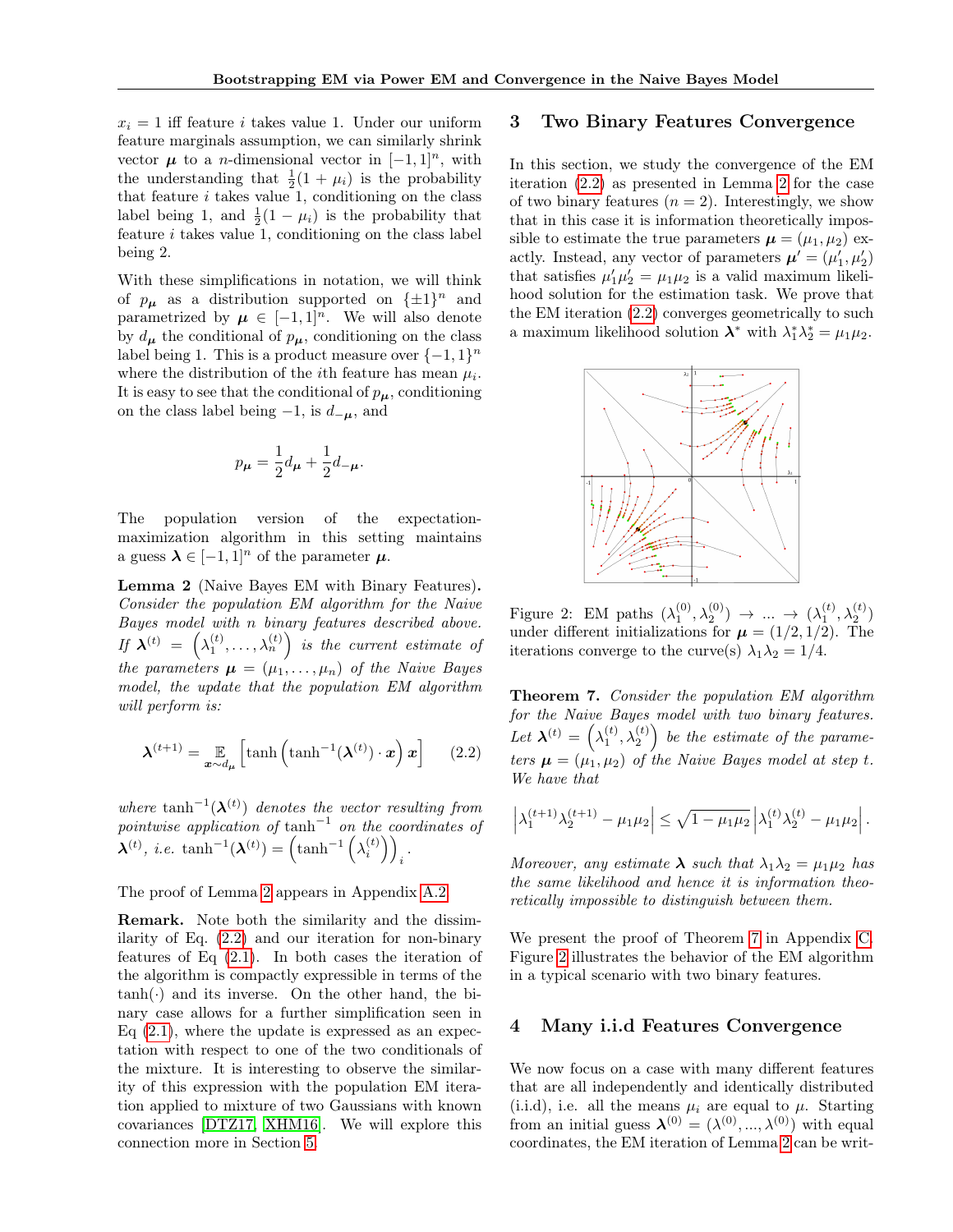$x_i = 1$ iff feature $i$ takes value 1. Under our uniform feature marginals assumption, we can similarly shrink vector $\boldsymbol{\mu}$ to a $n$-dimensional vector in $[-1,1]^n$, with the understanding that $\frac{1}{2}(1+\mu_i)$ is the probability that feature $i$ takes value 1, conditioning on the class label being 1, and $\frac{1}{2}(1-\mu_i)$ is the probability that feature $i$ takes value 1, conditioning on the class label being 2.

With these simplifications in notation, we will think of $p_{\boldsymbol{\mu}}$ as a distribution supported on $\{\pm 1\}^n$ and parametrized by $\boldsymbol{\mu} \in [-1,1]^n$. We will also denote by $d_{\boldsymbol{\mu}}$ the conditional of $p_{\boldsymbol{\mu}}$, conditioning on the class label being 1. This is a product measure over $\{-1,1\}^n$ where the distribution of the $i$th feature has mean $\mu_i$. It is easy to see that the conditional of $p_{\boldsymbol{\mu}}$, conditioning on the class label being $-1$, is $d_{-\boldsymbol{\mu}}$, and

$$p_{\boldsymbol{\mu}} = \frac{1}{2} d_{\boldsymbol{\mu}} + \frac{1}{2} d_{-\boldsymbol{\mu}}.$$

The population version of the expectation-maximization algorithm in this setting maintains a guess $\boldsymbol{\lambda} \in [-1,1]^n$ of the parameter $\boldsymbol{\mu}$.

**Lemma 2** (Naive Bayes EM with Binary Features). *Consider the population EM algorithm for the Naive Bayes model with $n$ binary features described above. If $\boldsymbol{\lambda}^{(t)} = \left(\lambda_1^{(t)}, \ldots, \lambda_n^{(t)}\right)$ is the current estimate of the parameters $\boldsymbol{\mu} = (\mu_1, \ldots, \mu_n)$ of the Naive Bayes model, the update that the population EM algorithm will perform is:*

$$\boldsymbol{\lambda}^{(t+1)} = \mathop{\mathbb{E}}_{\boldsymbol{x} \sim d_{\boldsymbol{\mu}}} \left[ \tanh\left( \tanh^{-1}(\boldsymbol{\lambda}^{(t)}) \cdot \boldsymbol{x} \right) \boldsymbol{x} \right] \tag{2.2}$$

*where $\tanh^{-1}(\boldsymbol{\lambda}^{(t)})$ denotes the vector resulting from pointwise application of $\tanh^{-1}$ on the coordinates of $\boldsymbol{\lambda}^{(t)}$, i.e. $\tanh^{-1}(\boldsymbol{\lambda}^{(t)}) = \left(\tanh^{-1}\left(\lambda_i^{(t)}\right)\right)_i$.*

The proof of Lemma 2 appears in Appendix A.2.

**Remark.** Note both the similarity and the dissimilarity of Eq. (2.2) and our iteration for non-binary features of Eq (2.1). In both cases the iteration of the algorithm is compactly expressible in terms of the $\tanh(\cdot)$ and its inverse. On the other hand, the binary case allows for a further simplification seen in Eq (2.1), where the update is expressed as an expectation with respect to one of the two conditionals of the mixture. It is interesting to observe the similarity of this expression with the population EM iteration applied to mixture of two Gaussians with known covariances [DTZ17, XHM16]. We will explore this connection more in Section 5.

## 3 Two Binary Features Convergence

In this section, we study the convergence of the EM iteration (2.2) as presented in Lemma 2 for the case of two binary features ($n = 2$). Interestingly, we show that in this case it is information theoretically impossible to estimate the true parameters $\boldsymbol{\mu} = (\mu_1, \mu_2)$ exactly. Instead, any vector of parameters $\boldsymbol{\mu}' = (\mu_1', \mu_2')$ that satisfies $\mu_1'\mu_2' = \mu_1\mu_2$ is a valid maximum likelihood solution for the estimation task. We prove that the EM iteration (2.2) converges geometrically to such a maximum likelihood solution $\boldsymbol{\lambda}^*$ with $\lambda_1^*\lambda_2^* = \mu_1\mu_2$.

Figure 2: EM paths $(\lambda_1^{(0)}, \lambda_2^{(0)}) \to \ldots \to (\lambda_1^{(t)}, \lambda_2^{(t)})$ under different initializations for $\boldsymbol{\mu} = (1/2, 1/2)$. The iterations converge to the curve(s) $\lambda_1\lambda_2 = 1/4$.

**Theorem 7.** *Consider the population EM algorithm for the Naive Bayes model with two binary features. Let $\boldsymbol{\lambda}^{(t)} = \left(\lambda_1^{(t)}, \lambda_2^{(t)}\right)$ be the estimate of the parameters $\boldsymbol{\mu} = (\mu_1, \mu_2)$ of the Naive Bayes model at step $t$. We have that*

$$\left| \lambda_1^{(t+1)} \lambda_2^{(t+1)} - \mu_1\mu_2 \right| \le \sqrt{1 - \mu_1\mu_2} \left| \lambda_1^{(t)} \lambda_2^{(t)} - \mu_1\mu_2 \right|.$$

*Moreover, any estimate $\boldsymbol{\lambda}$ such that $\lambda_1\lambda_2 = \mu_1\mu_2$ has the same likelihood and hence it is information theoretically impossible to distinguish between them.*

We present the proof of Theorem 7 in Appendix C. Figure 2 illustrates the behavior of the EM algorithm in a typical scenario with two binary features.

## 4 Many i.i.d Features Convergence

We now focus on a case with many different features that are all independently and identically distributed (i.i.d), i.e. all the means $\mu_i$ are equal to $\mu$. Starting from an initial guess $\boldsymbol{\lambda}^{(0)} = (\lambda^{(0)}, \ldots, \lambda^{(0)})$ with equal coordinates, the EM iteration of Lemma 2 can be writ-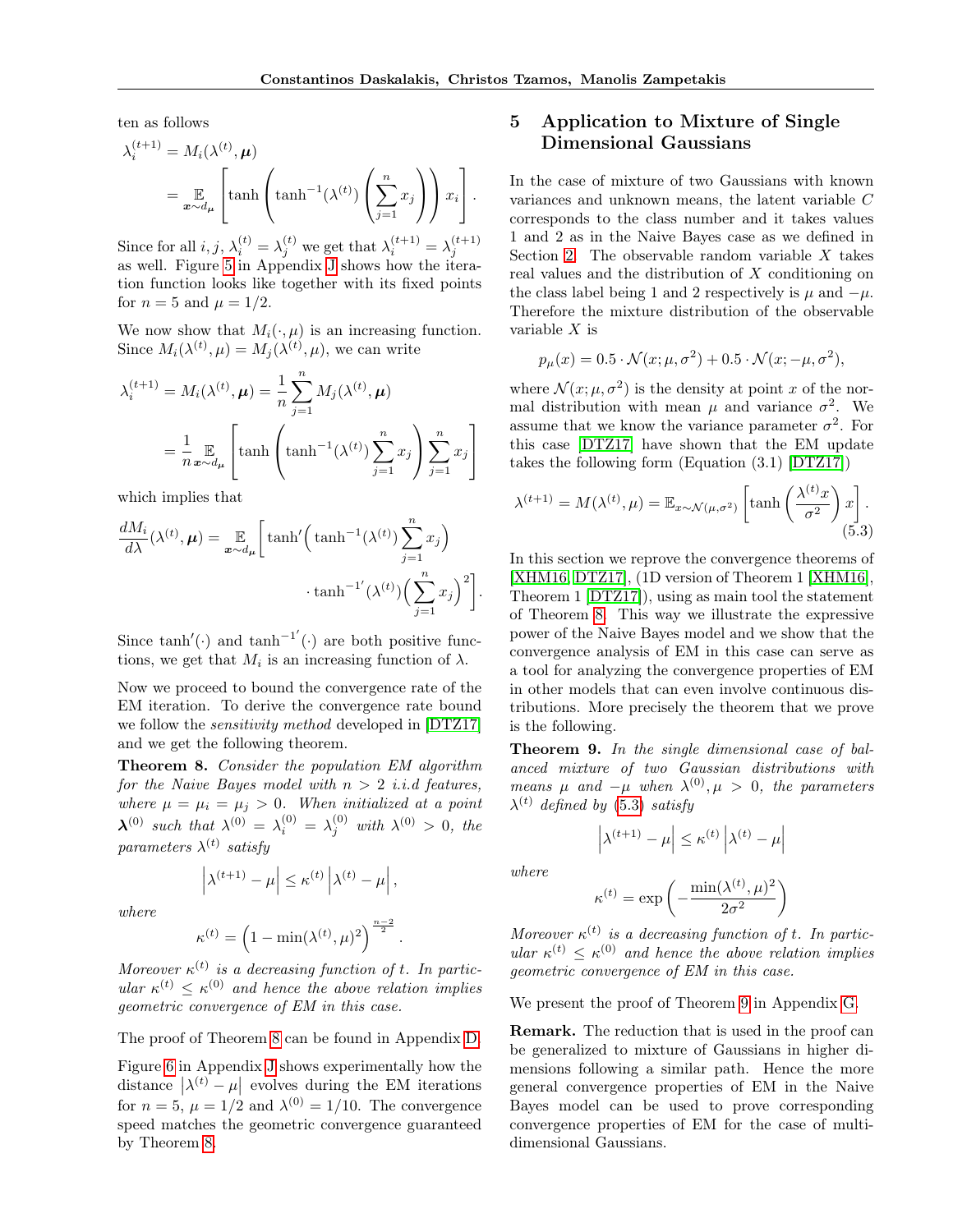ten as follows

$$\lambda_i^{(t+1)} = M_i(\lambda^{(t)}, \boldsymbol{\mu})$$
$$= \mathop{\mathbb{E}}_{\boldsymbol{x} \sim d_{\boldsymbol{\mu}}} \left[ \tanh\left( \tanh^{-1}(\lambda^{(t)}) \left( \sum_{j=1}^{n} x_j \right) \right) x_i \right].$$

Since for all $i, j$, $\lambda_i^{(t)} = \lambda_j^{(t)}$ we get that $\lambda_i^{(t+1)} = \lambda_j^{(t+1)}$ as well. Figure 5 in Appendix J shows how the iteration function looks like together with its fixed points for $n = 5$ and $\mu = 1/2$.

We now show that $M_i(\cdot, \mu)$ is an increasing function. Since $M_i(\lambda^{(t)}, \mu) = M_j(\lambda^{(t)}, \mu)$, we can write

$$\lambda_i^{(t+1)} = M_i(\lambda^{(t)}, \boldsymbol{\mu}) = \frac{1}{n} \sum_{j=1}^{n} M_j(\lambda^{(t)}, \boldsymbol{\mu})$$
$$= \frac{1}{n} \mathop{\mathbb{E}}_{\boldsymbol{x} \sim d_{\boldsymbol{\mu}}} \left[ \tanh\left( \tanh^{-1}(\lambda^{(t)}) \sum_{j=1}^{n} x_j \right) \sum_{j=1}^{n} x_j \right]$$

which implies that

$$\frac{dM_i}{d\lambda}(\lambda^{(t)}, \boldsymbol{\mu}) = \mathop{\mathbb{E}}_{\boldsymbol{x} \sim d_{\boldsymbol{\mu}}} \Bigg[ \tanh'\Big( \tanh^{-1}(\lambda^{(t)}) \sum_{j=1}^{n} x_j \Big) \cdot \tanh^{-1'}(\lambda^{(t)}) \Big( \sum_{j=1}^{n} x_j \Big)^2 \Bigg].$$

Since $\tanh'(\cdot)$ and $\tanh^{-1'}(\cdot)$ are both positive functions, we get that $M_i$ is an increasing function of $\lambda$.

Now we proceed to bound the convergence rate of the EM iteration. To derive the convergence rate bound we follow the *sensitivity method* developed in [DTZ17] and we get the following theorem.

**Theorem 8.** *Consider the population EM algorithm for the Naive Bayes model with $n > 2$ i.i.d features, where $\mu = \mu_i = \mu_j > 0$. When initialized at a point $\boldsymbol{\lambda}^{(0)}$ such that $\lambda^{(0)} = \lambda_i^{(0)} = \lambda_j^{(0)}$ with $\lambda^{(0)} > 0$, the parameters $\lambda^{(t)}$ satisfy*

$$\left| \lambda^{(t+1)} - \mu \right| \le \kappa^{(t)} \left| \lambda^{(t)} - \mu \right|,$$

*where*

$$\kappa^{(t)} = \left( 1 - \min(\lambda^{(t)}, \mu)^2 \right)^{\frac{n-2}{2}}.$$

*Moreover $\kappa^{(t)}$ is a decreasing function of $t$. In particular $\kappa^{(t)} \le \kappa^{(0)}$ and hence the above relation implies geometric convergence of EM in this case.*

The proof of Theorem 8 can be found in Appendix D.

Figure 6 in Appendix J shows experimentally how the distance $\left| \lambda^{(t)} - \mu \right|$ evolves during the EM iterations for $n = 5$, $\mu = 1/2$ and $\lambda^{(0)} = 1/10$. The convergence speed matches the geometric convergence guaranteed by Theorem 8.

## 5 Application to Mixture of Single Dimensional Gaussians

In the case of mixture of two Gaussians with known variances and unknown means, the latent variable $C$ corresponds to the class number and it takes values 1 and 2 as in the Naive Bayes case as we defined in Section 2. The observable random variable $X$ takes real values and the distribution of $X$ conditioning on the class label being 1 and 2 respectively is $\mu$ and $-\mu$. Therefore the mixture distribution of the observable variable $X$ is

$$p_\mu(x) = 0.5 \cdot \mathcal{N}(x; \mu, \sigma^2) + 0.5 \cdot \mathcal{N}(x; -\mu, \sigma^2),$$

where $\mathcal{N}(x; \mu, \sigma^2)$ is the density at point $x$ of the normal distribution with mean $\mu$ and variance $\sigma^2$. We assume that we know the variance parameter $\sigma^2$. For this case [DTZ17] have shown that the EM update takes the following form (Equation (3.1) [DTZ17])

$$\lambda^{(t+1)} = M(\lambda^{(t)}, \mu) = \mathbb{E}_{x \sim \mathcal{N}(\mu, \sigma^2)} \left[ \tanh\left( \frac{\lambda^{(t)} x}{\sigma^2} \right) x \right]. \tag{5.3}$$

In this section we reprove the convergence theorems of [XHM16, DTZ17], (1D version of Theorem 1 [XHM16], Theorem 1 [DTZ17]), using as main tool the statement of Theorem 8. This way we illustrate the expressive power of the Naive Bayes model and we show that the convergence analysis of EM in this case can serve as a tool for analyzing the convergence properties of EM in other models that can even involve continuous distributions. More precisely the theorem that we prove is the following.

**Theorem 9.** *In the single dimensional case of balanced mixture of two Gaussian distributions with means $\mu$ and $-\mu$ when $\lambda^{(0)}, \mu > 0$, the parameters $\lambda^{(t)}$ defined by (5.3) satisfy*

$$\left| \lambda^{(t+1)} - \mu \right| \le \kappa^{(t)} \left| \lambda^{(t)} - \mu \right|$$

*where*

$$\kappa^{(t)} = \exp\left( -\frac{\min(\lambda^{(t)}, \mu)^2}{2\sigma^2} \right)$$

*Moreover $\kappa^{(t)}$ is a decreasing function of $t$. In particular $\kappa^{(t)} \le \kappa^{(0)}$ and hence the above relation implies geometric convergence of EM in this case.*

We present the proof of Theorem 9 in Appendix G.

**Remark.** The reduction that is used in the proof can be generalized to mixture of Gaussians in higher dimensions following a similar path. Hence the more general convergence properties of EM in the Naive Bayes model can be used to prove corresponding convergence properties of EM for the case of multi-dimensional Gaussians.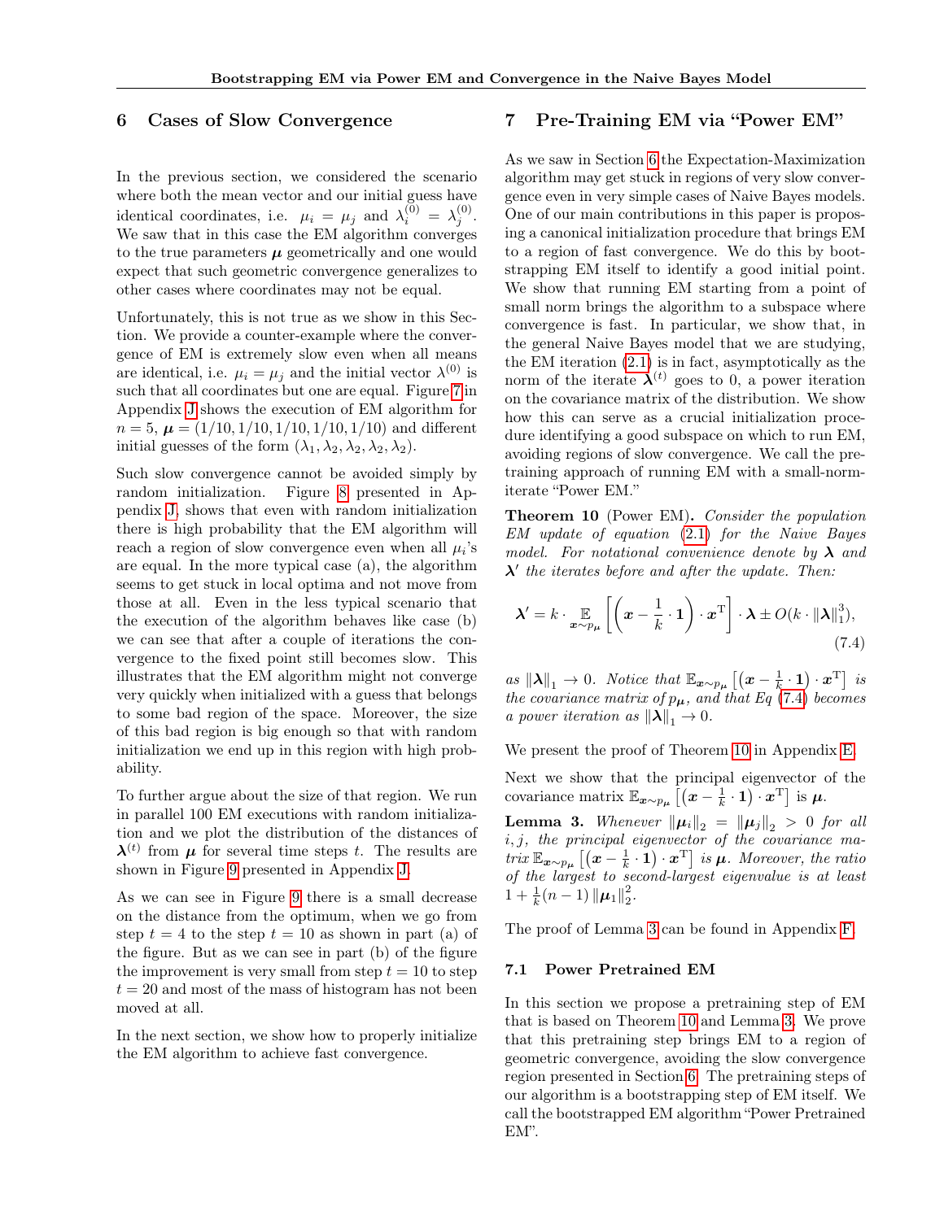## 6 Cases of Slow Convergence

In the previous section, we considered the scenario where both the mean vector and our initial guess have identical coordinates, i.e. $\mu_i = \mu_j$ and $\lambda_i^{(0)} = \lambda_j^{(0)}$. We saw that in this case the EM algorithm converges to the true parameters $\boldsymbol{\mu}$ geometrically and one would expect that such geometric convergence generalizes to other cases where coordinates may not be equal.

Unfortunately, this is not true as we show in this Section. We provide a counter-example where the convergence of EM is extremely slow even when all means are identical, i.e. $\mu_i = \mu_j$ and the initial vector $\lambda^{(0)}$ is such that all coordinates but one are equal. Figure 7 in Appendix J shows the execution of EM algorithm for $n = 5$, $\boldsymbol{\mu} = (1/10, 1/10, 1/10, 1/10, 1/10)$ and different initial guesses of the form $(\lambda_1, \lambda_2, \lambda_2, \lambda_2, \lambda_2)$.

Such slow convergence cannot be avoided simply by random initialization. Figure 8 presented in Appendix J, shows that even with random initialization there is high probability that the EM algorithm will reach a region of slow convergence even when all $\mu_i$'s are equal. In the more typical case (a), the algorithm seems to get stuck in local optima and not move from those at all. Even in the less typical scenario that the execution of the algorithm behaves like case (b) we can see that after a couple of iterations the convergence to the fixed point still becomes slow. This illustrates that the EM algorithm might not converge very quickly when initialized with a guess that belongs to some bad region of the space. Moreover, the size of this bad region is big enough so that with random initialization we end up in this region with high probability.

To further argue about the size of that region. We run in parallel 100 EM executions with random initialization and we plot the distribution of the distances of $\boldsymbol{\lambda}^{(t)}$ from $\boldsymbol{\mu}$ for several time steps $t$. The results are shown in Figure 9 presented in Appendix J.

As we can see in Figure 9 there is a small decrease on the distance from the optimum, when we go from step $t = 4$ to the step $t = 10$ as shown in part (a) of the figure. But as we can see in part (b) of the figure the improvement is very small from step $t = 10$ to step $t = 20$ and most of the mass of histogram has not been moved at all.

In the next section, we show how to properly initialize the EM algorithm to achieve fast convergence.

## 7 Pre-Training EM via "Power EM"

As we saw in Section 6 the Expectation-Maximization algorithm may get stuck in regions of very slow convergence even in very simple cases of Naive Bayes models. One of our main contributions in this paper is proposing a canonical initialization procedure that brings EM to a region of fast convergence. We do this by bootstrapping EM itself to identify a good initial point. We show that running EM starting from a point of small norm brings the algorithm to a subspace where convergence is fast. In particular, we show that, in the general Naive Bayes model that we are studying, the EM iteration (2.1) is in fact, asymptotically as the norm of the iterate $\boldsymbol{\lambda}^{(t)}$ goes to 0, a power iteration on the covariance matrix of the distribution. We show how this can serve as a crucial initialization procedure identifying a good subspace on which to run EM, avoiding regions of slow convergence. We call the pre-training approach of running EM with a small-norm-iterate "Power EM."

**Theorem 10** (Power EM)**.** *Consider the population EM update of equation (2.1) for the Naive Bayes model. For notational convenience denote by $\boldsymbol{\lambda}$ and $\boldsymbol{\lambda}'$ the iterates before and after the update. Then:*

$$\boldsymbol{\lambda}' = k \cdot \mathop{\mathbb{E}}_{\boldsymbol{x}\sim p_{\boldsymbol{\mu}}}\left[\left(\boldsymbol{x} - \frac{1}{k}\cdot \mathbf{1}\right)\cdot \boldsymbol{x}^{\mathrm{T}}\right]\cdot \boldsymbol{\lambda} \pm O(k\cdot \|\boldsymbol{\lambda}\|_1^3), \tag{7.4}$$

*as $\|\boldsymbol{\lambda}\|_1 \to 0$. Notice that $\mathbb{E}_{\boldsymbol{x}\sim p_{\boldsymbol{\mu}}}\left[\left(\boldsymbol{x} - \frac{1}{k}\cdot \mathbf{1}\right)\cdot \boldsymbol{x}^{\mathrm{T}}\right]$ is the covariance matrix of $p_{\boldsymbol{\mu}}$, and that Eq (7.4) becomes a power iteration as $\|\boldsymbol{\lambda}\|_1 \to 0$.*

We present the proof of Theorem 10 in Appendix E.

Next we show that the principal eigenvector of the covariance matrix $\mathbb{E}_{\boldsymbol{x}\sim p_{\boldsymbol{\mu}}}\left[\left(\boldsymbol{x} - \frac{1}{k}\cdot \mathbf{1}\right)\cdot \boldsymbol{x}^{\mathrm{T}}\right]$ is $\boldsymbol{\mu}$.

**Lemma 3.** *Whenever $\|\boldsymbol{\mu}_i\|_2 = \|\boldsymbol{\mu}_j\|_2 > 0$ for all $i, j$, the principal eigenvector of the covariance matrix $\mathbb{E}_{\boldsymbol{x}\sim p_{\boldsymbol{\mu}}}\left[\left(\boldsymbol{x} - \frac{1}{k}\cdot \mathbf{1}\right)\cdot \boldsymbol{x}^{\mathrm{T}}\right]$ is $\boldsymbol{\mu}$. Moreover, the ratio of the largest to second-largest eigenvalue is at least $1 + \frac{1}{k}(n-1)\|\boldsymbol{\mu}_1\|_2^2$.*

The proof of Lemma 3 can be found in Appendix F.

### 7.1 Power Pretrained EM

In this section we propose a pretraining step of EM that is based on Theorem 10 and Lemma 3. We prove that this pretraining step brings EM to a region of geometric convergence, avoiding the slow convergence region presented in Section 6. The pretraining steps of our algorithm is a bootstrapping step of EM itself. We call the bootstrapped EM algorithm "Power Pretrained EM".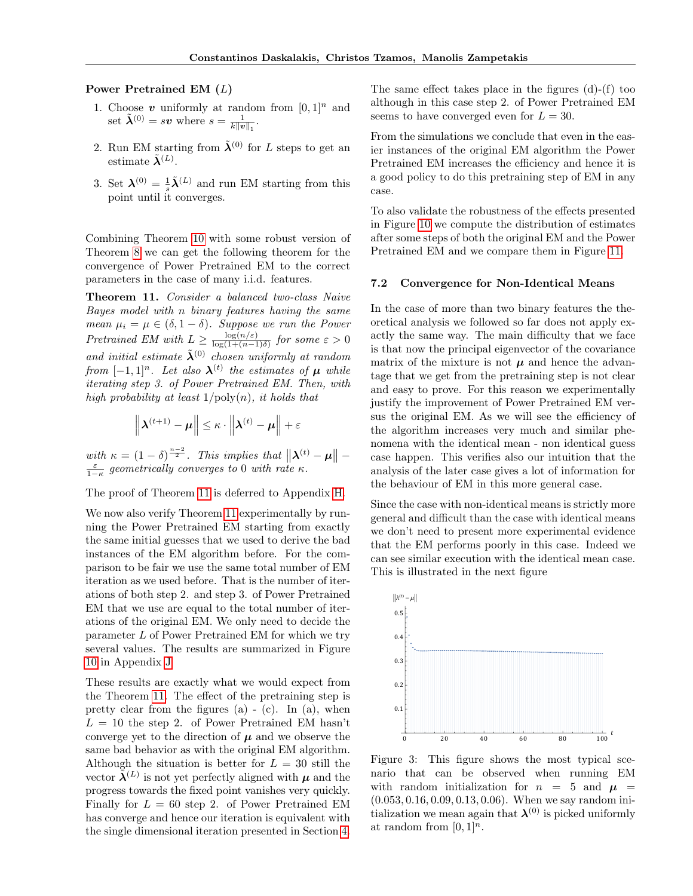**Power Pretrained EM ($L$)**

1. Choose $\boldsymbol{v}$ uniformly at random from $[0,1]^n$ and set $\tilde{\boldsymbol{\lambda}}^{(0)} = s\boldsymbol{v}$ where $s = \frac{1}{k\|\boldsymbol{v}\|_1}$.
2. Run EM starting from $\tilde{\boldsymbol{\lambda}}^{(0)}$ for $L$ steps to get an estimate $\tilde{\boldsymbol{\lambda}}^{(L)}$.
3. Set $\boldsymbol{\lambda}^{(0)} = \frac{1}{s}\tilde{\boldsymbol{\lambda}}^{(L)}$ and run EM starting from this point until it converges.

Combining Theorem 10 with some robust version of Theorem 8 we can get the following theorem for the convergence of Power Pretrained EM to the correct parameters in the case of many i.i.d. features.

**Theorem 11.** *Consider a balanced two-class Naive Bayes model with $n$ binary features having the same mean $\mu_i = \mu \in (\delta, 1-\delta)$. Suppose we run the Power Pretrained EM with $L \geq \frac{\log(n/\varepsilon)}{\log(1+(n-1)\delta)}$ for some $\varepsilon > 0$ and initial estimate $\tilde{\boldsymbol{\lambda}}^{(0)}$ chosen uniformly at random from $[-1,1]^n$. Let also $\boldsymbol{\lambda}^{(t)}$ the estimates of $\boldsymbol{\mu}$ while iterating step 3. of Power Pretrained EM. Then, with high probability at least $1/\text{poly}(n)$, it holds that*

$$\left\|\boldsymbol{\lambda}^{(t+1)} - \boldsymbol{\mu}\right\| \leq \kappa \cdot \left\|\boldsymbol{\lambda}^{(t)} - \boldsymbol{\mu}\right\| + \varepsilon$$

*with $\kappa = (1-\delta)^{\frac{n-2}{2}}$. This implies that $\left\|\boldsymbol{\lambda}^{(t)} - \boldsymbol{\mu}\right\| - \frac{\varepsilon}{1-\kappa}$ geometrically converges to 0 with rate $\kappa$.*

The proof of Theorem 11 is deferred to Appendix H.

We now also verify Theorem 11 experimentally by running the Power Pretrained EM starting from exactly the same initial guesses that we used to derive the bad instances of the EM algorithm before. For the comparison to be fair we use the same total number of EM iteration as we used before. That is the number of iterations of both step 2. and step 3. of Power Pretrained EM that we use are equal to the total number of iterations of the original EM. We only need to decide the parameter $L$ of Power Pretrained EM for which we try several values. The results are summarized in Figure 10 in Appendix J.

These results are exactly what we would expect from the Theorem 11. The effect of the pretraining step is pretty clear from the figures (a) - (c). In (a), when $L = 10$ the step 2. of Power Pretrained EM hasn't converge yet to the direction of $\boldsymbol{\mu}$ and we observe the same bad behavior as with the original EM algorithm. Although the situation is better for $L = 30$ still the vector $\tilde{\boldsymbol{\lambda}}^{(L)}$ is not yet perfectly aligned with $\boldsymbol{\mu}$ and the progress towards the fixed point vanishes very quickly. Finally for $L = 60$ step 2. of Power Pretrained EM has converge and hence our iteration is equivalent with the single dimensional iteration presented in Section 4.

The same effect takes place in the figures (d)-(f) too although in this case step 2. of Power Pretrained EM seems to have converged even for $L = 30$.

From the simulations we conclude that even in the easier instances of the original EM algorithm the Power Pretrained EM increases the efficiency and hence it is a good policy to do this pretraining step of EM in any case.

To also validate the robustness of the effects presented in Figure 10 we compute the distribution of estimates after some steps of both the original EM and the Power Pretrained EM and we compare them in Figure 11.

### 7.2 Convergence for Non-Identical Means

In the case of more than two binary features the theoretical analysis we followed so far does not apply exactly the same way. The main difficulty that we face is that now the principal eigenvector of the covariance matrix of the mixture is not $\boldsymbol{\mu}$ and hence the advantage that we get from the pretraining step is not clear and easy to prove. For this reason we experimentally justify the improvement of Power Pretrained EM versus the original EM. As we will see the efficiency of the algorithm increases very much and similar phenomena with the identical mean - non identical guess case happen. This verifies also our intuition that the analysis of the later case gives a lot of information for the behaviour of EM in this more general case.

Since the case with non-identical means is strictly more general and difficult than the case with identical means we don't need to present more experimental evidence that the EM performs poorly in this case. Indeed we can see similar execution with the identical mean case. This is illustrated in the next figure

Figure 3: This figure shows the most typical scenario that can be observed when running EM with random initialization for $n = 5$ and $\boldsymbol{\mu} = (0.053, 0.16, 0.09, 0.13, 0.06)$. When we say random initialization we mean again that $\boldsymbol{\lambda}^{(0)}$ is picked uniformly at random from $[0,1]^n$.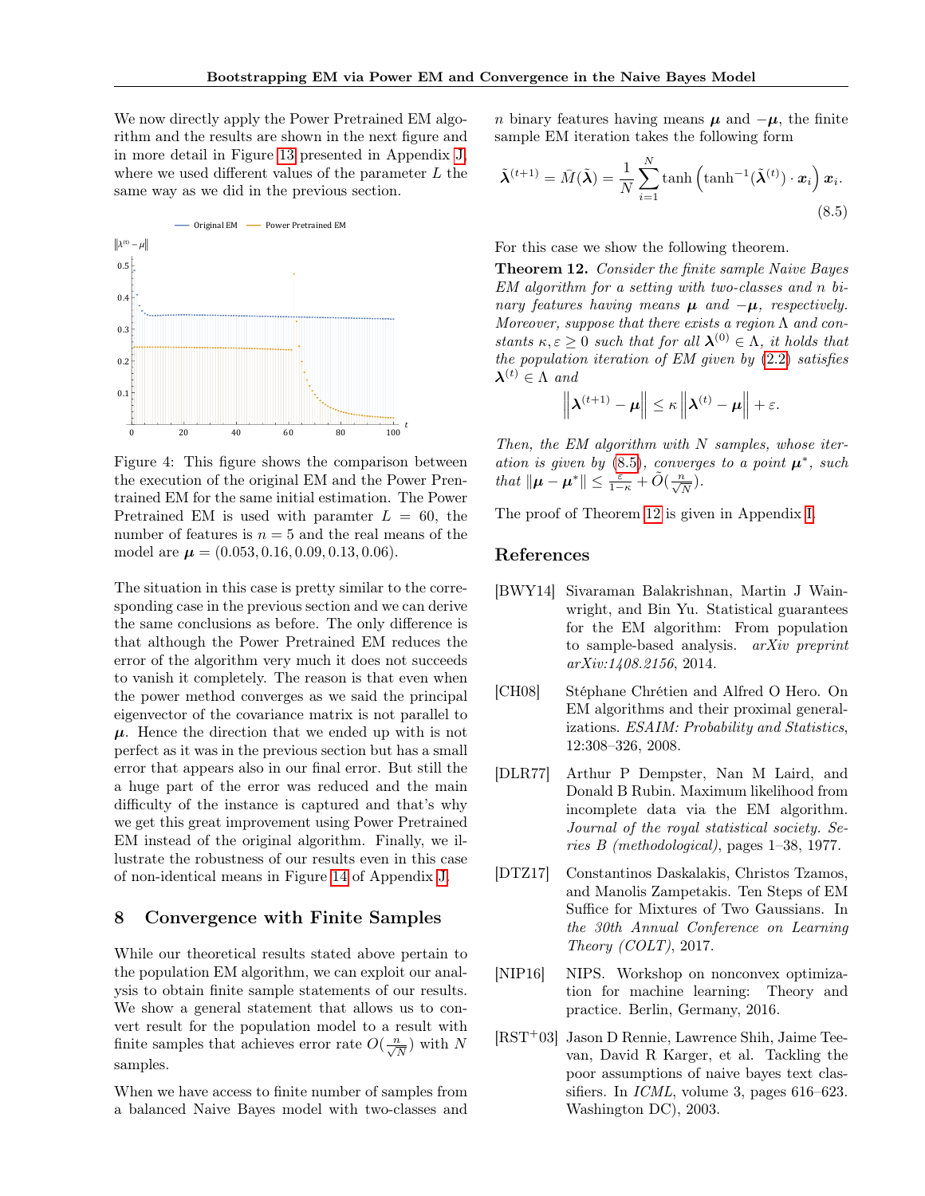We now directly apply the Power Pretrained EM algorithm and the results are shown in the next figure and in more detail in Figure 13 presented in Appendix J, where we used different values of the parameter $L$ the same way as we did in the previous section.

Figure 4: This figure shows the comparison between the execution of the original EM and the Power Prentrained EM for the same initial estimation. The Power Pretrained EM is used with paramter $L = 60$, the number of features is $n = 5$ and the real means of the model are $\boldsymbol{\mu} = (0.053, 0.16, 0.09, 0.13, 0.06)$.

The situation in this case is pretty similar to the corresponding case in the previous section and we can derive the same conclusions as before. The only difference is that although the Power Pretrained EM reduces the error of the algorithm very much it does not succeeds to vanish it completely. The reason is that even when the power method converges as we said the principal eigenvector of the covariance matrix is not parallel to $\boldsymbol{\mu}$. Hence the direction that we ended up with is not perfect as it was in the previous section but has a small error that appears also in our final error. But still the a huge part of the error was reduced and the main difficulty of the instance is captured and that's why we get this great improvement using Power Pretrained EM instead of the original algorithm. Finally, we illustrate the robustness of our results even in this case of non-identical means in Figure 14 of Appendix J.

## 8 Convergence with Finite Samples

While our theoretical results stated above pertain to the population EM algorithm, we can exploit our analysis to obtain finite sample statements of our results. We show a general statement that allows us to convert result for the population model to a result with finite samples that achieves error rate $O(\frac{n}{\sqrt{N}})$ with $N$ samples.

When we have access to finite number of samples from a balanced Naive Bayes model with two-classes and $n$ binary features having means $\boldsymbol{\mu}$ and $-\boldsymbol{\mu}$, the finite sample EM iteration takes the following form

$$\tilde{\boldsymbol{\lambda}}^{(t+1)} = \bar{M}(\tilde{\boldsymbol{\lambda}}) = \frac{1}{N}\sum_{i=1}^{N} \tanh\left(\tanh^{-1}(\tilde{\boldsymbol{\lambda}}^{(t)}) \cdot \boldsymbol{x}_i\right) \boldsymbol{x}_i. \tag{8.5}$$

For this case we show the following theorem.

**Theorem 12.** *Consider the finite sample Naive Bayes EM algorithm for a setting with two-classes and $n$ binary features having means $\boldsymbol{\mu}$ and $-\boldsymbol{\mu}$, respectively. Moreover, suppose that there exists a region $\Lambda$ and constants $\kappa, \varepsilon \geq 0$ such that for all $\boldsymbol{\lambda}^{(0)} \in \Lambda$, it holds that the population iteration of EM given by (2.2) satisfies $\boldsymbol{\lambda}^{(t)} \in \Lambda$ and*

$$\left\|\boldsymbol{\lambda}^{(t+1)} - \boldsymbol{\mu}\right\| \leq \kappa \left\|\boldsymbol{\lambda}^{(t)} - \boldsymbol{\mu}\right\| + \varepsilon.$$

*Then, the EM algorithm with $N$ samples, whose iteration is given by (8.5), converges to a point $\boldsymbol{\mu}^*$, such that $\|\boldsymbol{\mu} - \boldsymbol{\mu}^*\| \leq \frac{\varepsilon}{1-\kappa} + \tilde{O}(\frac{n}{\sqrt{N}})$.*

The proof of Theorem 12 is given in Appendix I.

## References

[BWY14] Sivaraman Balakrishnan, Martin J Wainwright, and Bin Yu. Statistical guarantees for the EM algorithm: From population to sample-based analysis. *arXiv preprint arXiv:1408.2156*, 2014.

[CH08] Stéphane Chrétien and Alfred O Hero. On EM algorithms and their proximal generalizations. *ESAIM: Probability and Statistics*, 12:308–326, 2008.

[DLR77] Arthur P Dempster, Nan M Laird, and Donald B Rubin. Maximum likelihood from incomplete data via the EM algorithm. *Journal of the royal statistical society. Series B (methodological)*, pages 1–38, 1977.

[DTZ17] Constantinos Daskalakis, Christos Tzamos, and Manolis Zampetakis. Ten Steps of EM Suffice for Mixtures of Two Gaussians. In *the 30th Annual Conference on Learning Theory (COLT)*, 2017.

[NIP16] NIPS. Workshop on nonconvex optimization for machine learning: Theory and practice. Berlin, Germany, 2016.

[RST+03] Jason D Rennie, Lawrence Shih, Jaime Teevan, David R Karger, et al. Tackling the poor assumptions of naive bayes text classifiers. In *ICML*, volume 3, pages 616–623. Washington DC), 2003.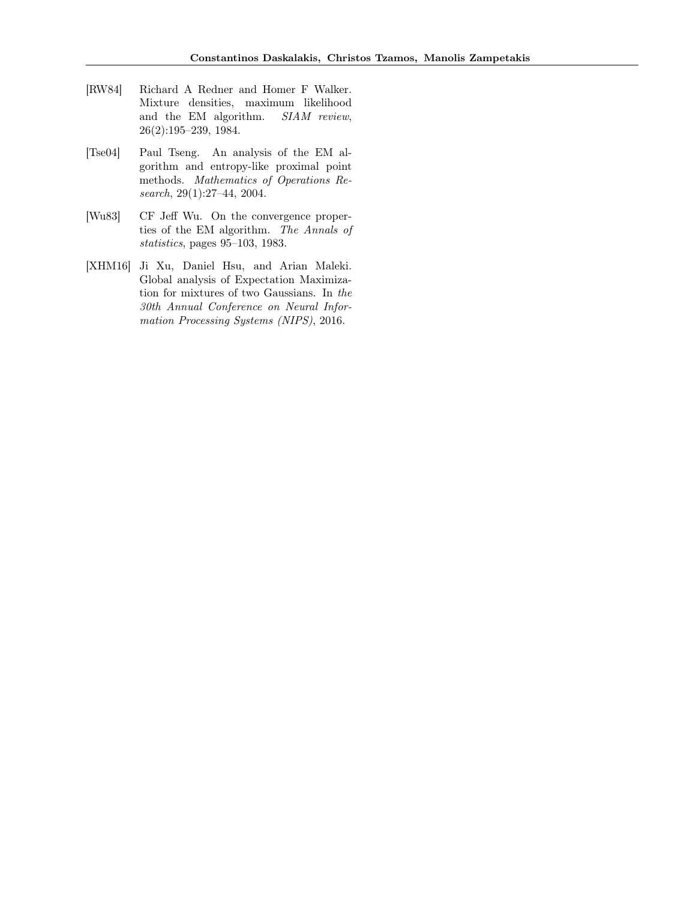[RW84] Richard A Redner and Homer F Walker. Mixture densities, maximum likelihood and the EM algorithm. *SIAM review*, 26(2):195–239, 1984.

[Tse04] Paul Tseng. An analysis of the EM algorithm and entropy-like proximal point methods. *Mathematics of Operations Research*, 29(1):27–44, 2004.

[Wu83] CF Jeff Wu. On the convergence properties of the EM algorithm. *The Annals of statistics*, pages 95–103, 1983.

[XHM16] Ji Xu, Daniel Hsu, and Arian Maleki. Global analysis of Expectation Maximization for mixtures of two Gaussians. In *the 30th Annual Conference on Neural Information Processing Systems (NIPS)*, 2016.